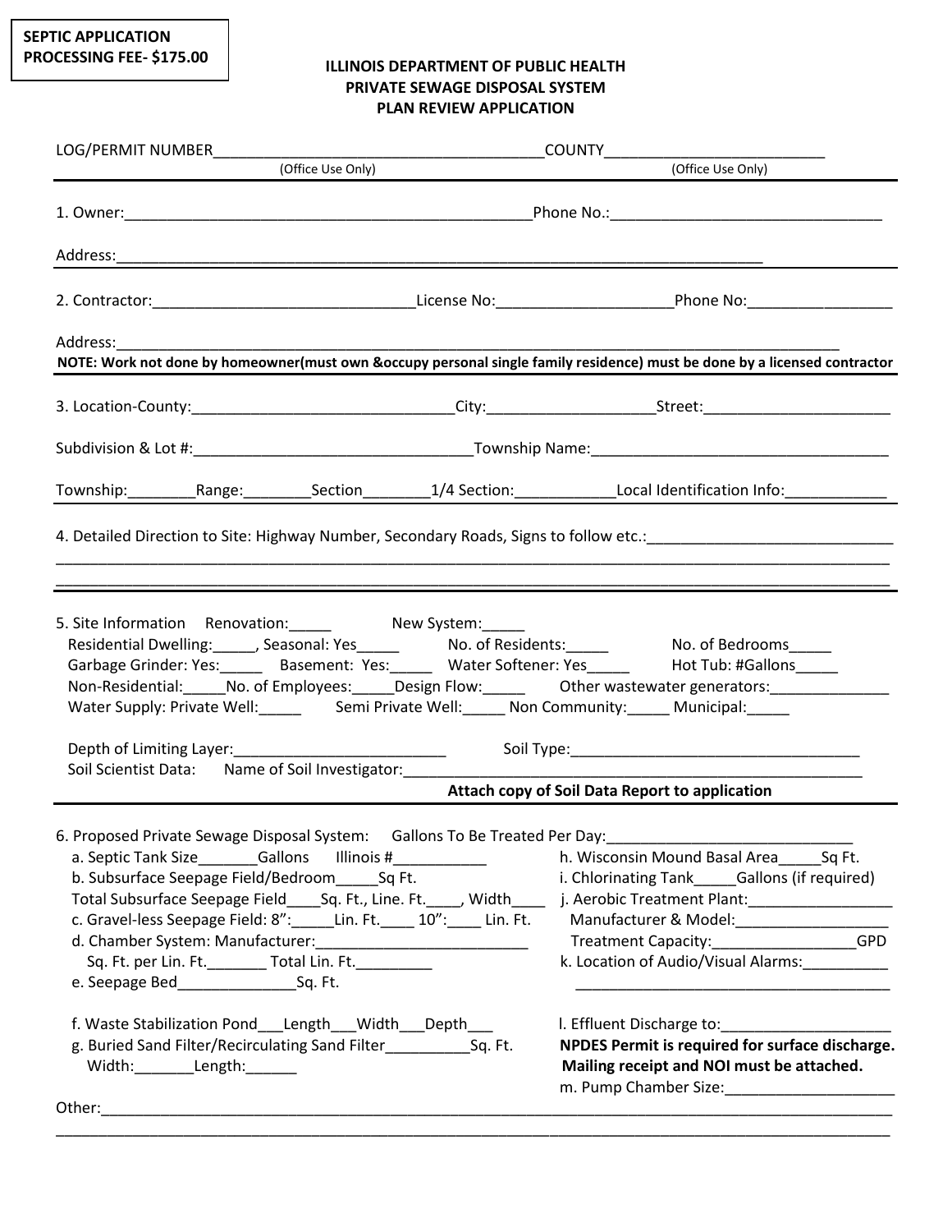**SEPTIC APPLICATION PROCESSING FEE- $175.00**

# ILLINOIS DEPARTMENT OF PUBLIC HEALTH
## PRIVATE SEWAGE DISPOSAL SYSTEM
## PLAN REVIEW APPLICATION

LOG/PERMIT NUMBER________________________________________ (Office Use Only) COUNTY__________________________ (Office Use Only)

---

1. Owner:__________________________________________________Phone No.:_________________________________

Address:________________________________________________________________________________

---

2. Contractor:_______________________________License No:____________________Phone No:_________________

Address:______________________________________________________________________________________

**NOTE: Work not done by homeowner(must own &occupy personal single family residence) must be done by a licensed contractor**

---

3. Location-County:_______________________________City:____________________Street:_______________________

Subdivision & Lot #:___________________________________Township Name:____________________________________

Township:________Range:________Section________1/4 Section:____________Local Identification Info:____________

---

4. Detailed Direction to Site: Highway Number, Secondary Roads, Signs to follow etc.:_____________________________

_____________________________________________________________________________________________

_____________________________________________________________________________________________

---

5. Site Information Renovation:_____ New System:_____

Residential Dwelling:_____, Seasonal: Yes_____ No. of Residents:_____ No. of Bedrooms_____

Garbage Grinder: Yes:_____ Basement: Yes:_____ Water Softener: Yes_____ Hot Tub: #Gallons_____

Non-Residential:_____No. of Employees:_____Design Flow:_____ Other wastewater generators:______________

Water Supply: Private Well:_____ Semi Private Well:_____ Non Community:_____ Municipal:_____

Depth of Limiting Layer:_________________________ Soil Type:___________________________________

Soil Scientist Data: Name of Soil Investigator:_________________________________________________________

**Attach copy of Soil Data Report to application**

---

6. Proposed Private Sewage Disposal System: Gallons To Be Treated Per Day:_____________________________

a. Septic Tank Size_______Gallons Illinois #___________

b. Subsurface Seepage Field/Bedroom_____Sq Ft.

Total Subsurface Seepage Field____Sq. Ft., Line. Ft.____, Width____

c. Gravel-less Seepage Field: 8":_____Lin. Ft.____ 10":____ Lin. Ft.

d. Chamber System: Manufacturer:____________________________

Sq. Ft. per Lin. Ft._______ Total Lin. Ft._________

e. Seepage Bed______________Sq. Ft.

f. Waste Stabilization Pond___Length___Width___Depth___

g. Buried Sand Filter/Recirculating Sand Filter__________Sq. Ft.

Width:_______Length:______

h. Wisconsin Mound Basal Area_____Sq Ft.

i. Chlorinating Tank_____Gallons (if required)

j. Aerobic Treatment Plant:_________________

Manufacturer & Model:__________________

Treatment Capacity:_________________GPD

k. Location of Audio/Visual Alarms:__________

______________________________________

l. Effluent Discharge to:____________________

**NPDES Permit is required for surface discharge. Mailing receipt and NOI must be attached.**

m. Pump Chamber Size:____________________

Other:_________________________________________________________________________________________

_____________________________________________________________________________________________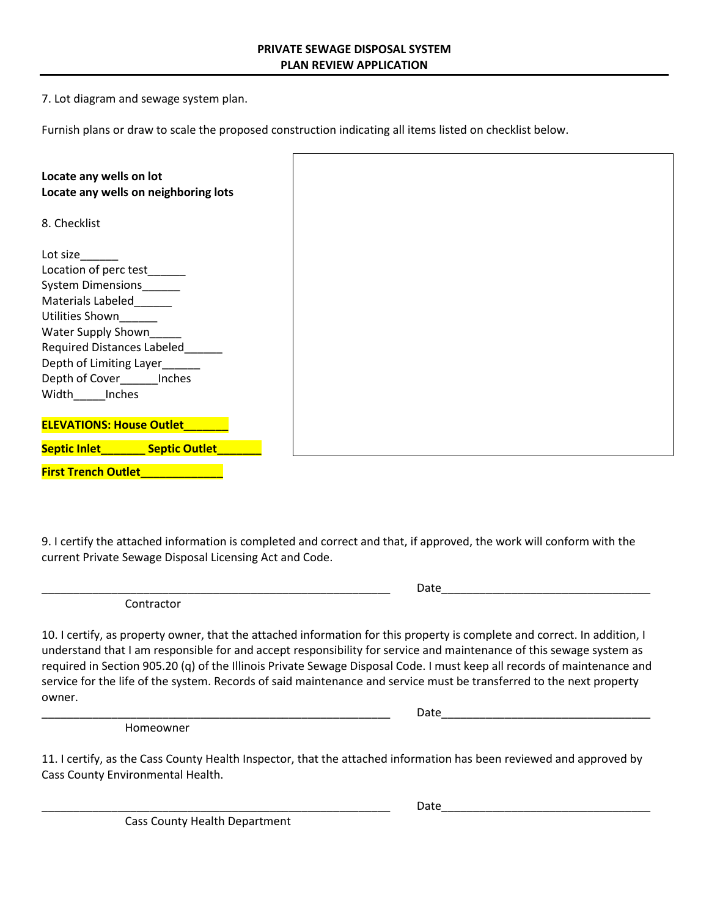**PRIVATE SEWAGE DISPOSAL SYSTEM**
**PLAN REVIEW APPLICATION**

7. Lot diagram and sewage system plan.

Furnish plans or draw to scale the proposed construction indicating all items listed on checklist below.

**Locate any wells on lot**
**Locate any wells on neighboring lots**

8. Checklist

Lot size______
Location of perc test______
System Dimensions______
Materials Labeled______
Utilities Shown______
Water Supply Shown_____
Required Distances Labeled______
Depth of Limiting Layer______
Depth of Cover______Inches
Width_____Inches

**ELEVATIONS: House Outlet_______**

**Septic Inlet_______ Septic Outlet_______**

**First Trench Outlet_____________**

9. I certify the attached information is completed and correct and that, if approved, the work will conform with the current Private Sewage Disposal Licensing Act and Code.

_______________________________________________ Date______________________________
Contractor

10. I certify, as property owner, that the attached information for this property is complete and correct. In addition, I understand that I am responsible for and accept responsibility for service and maintenance of this sewage system as required in Section 905.20 (q) of the Illinois Private Sewage Disposal Code. I must keep all records of maintenance and service for the life of the system. Records of said maintenance and service must be transferred to the next property owner.

_______________________________________________ Date______________________________
Homeowner

11. I certify, as the Cass County Health Inspector, that the attached information has been reviewed and approved by Cass County Environmental Health.

_______________________________________________ Date______________________________
Cass County Health Department